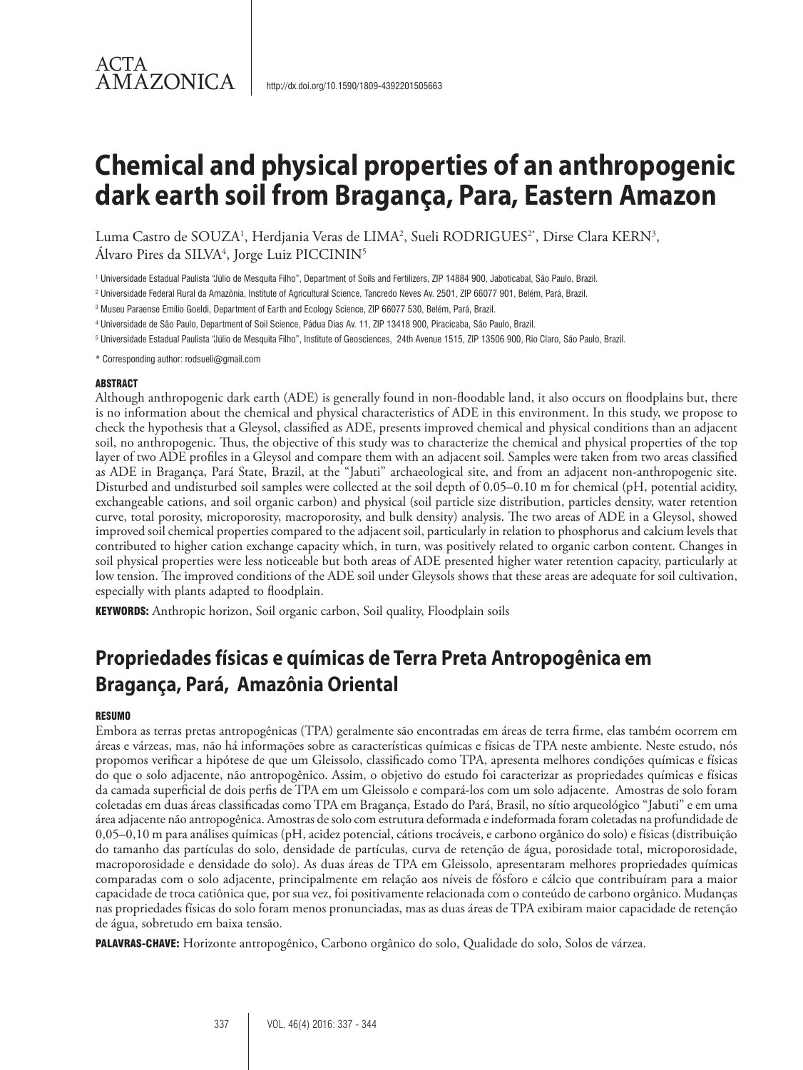ACTA AMAZONICA

http://dx.doi.org/10.1590/1809-4392201505663

# Chemical and physical properties of an anthropogenic dark earth soil from Bragança, Para, Eastern Amazon

Luma Castro de SOUZA[1], Herdjania Veras de LIMA[2], Sueli RODRIGUES[2*], Dirse Clara KERN[3], Álvaro Pires da SILVA[4], Jorge Luiz PICCININ[5]

[1] Universidade Estadual Paulista "Júlio de Mesquita Filho", Department of Soils and Fertilizers, ZIP 14884 900, Jaboticabal, São Paulo, Brazil.

[2] Universidade Federal Rural da Amazônia, Institute of Agricultural Science, Tancredo Neves Av. 2501, ZIP 66077 901, Belém, Pará, Brazil.

[3] Museu Paraense Emílio Goeldi, Department of Earth and Ecology Science, ZIP 66077 530, Belém, Pará, Brazil.

[4] Universidade de São Paulo, Department of Soil Science, Pádua Dias Av. 11, ZIP 13418 900, Piracicaba, São Paulo, Brazil.

[5] Universidade Estadual Paulista "Júlio de Mesquita Filho", Institute of Geosciences, 24th Avenue 1515, ZIP 13506 900, Rio Claro, São Paulo, Brazil.

* Corresponding author: rodsueli@gmail.com

#### ABSTRACT

Although anthropogenic dark earth (ADE) is generally found in non-floodable land, it also occurs on floodplains but, there is no information about the chemical and physical characteristics of ADE in this environment. In this study, we propose to check the hypothesis that a Gleysol, classified as ADE, presents improved chemical and physical conditions than an adjacent soil, no anthropogenic. Thus, the objective of this study was to characterize the chemical and physical properties of the top layer of two ADE profiles in a Gleysol and compare them with an adjacent soil. Samples were taken from two areas classified as ADE in Bragança, Pará State, Brazil, at the "Jabuti" archaeological site, and from an adjacent non-anthropogenic site. Disturbed and undisturbed soil samples were collected at the soil depth of 0.05–0.10 m for chemical (pH, potential acidity, exchangeable cations, and soil organic carbon) and physical (soil particle size distribution, particles density, water retention curve, total porosity, microporosity, macroporosity, and bulk density) analysis. The two areas of ADE in a Gleysol, showed improved soil chemical properties compared to the adjacent soil, particularly in relation to phosphorus and calcium levels that contributed to higher cation exchange capacity which, in turn, was positively related to organic carbon content. Changes in soil physical properties were less noticeable but both areas of ADE presented higher water retention capacity, particularly at low tension. The improved conditions of the ADE soil under Gleysols shows that these areas are adequate for soil cultivation, especially with plants adapted to floodplain.

**KEYWORDS:** Anthropic horizon, Soil organic carbon, Soil quality, Floodplain soils

## Propriedades físicas e químicas de Terra Preta Antropogênica em Bragança, Pará, Amazônia Oriental

#### RESUMO

Embora as terras pretas antropogênicas (TPA) geralmente são encontradas em áreas de terra firme, elas também ocorrem em áreas e várzeas, mas, não há informações sobre as características químicas e físicas de TPA neste ambiente. Neste estudo, nós propomos verificar a hipótese de que um Gleissolo, classificado como TPA, apresenta melhores condições químicas e físicas do que o solo adjacente, não antropogênico. Assim, o objetivo do estudo foi caracterizar as propriedades químicas e físicas da camada superficial de dois perfis de TPA em um Gleissolo e compará-los com um solo adjacente. Amostras de solo foram coletadas em duas áreas classificadas como TPA em Bragança, Estado do Pará, Brasil, no sítio arqueológico "Jabuti" e em uma área adjacente não antropogênica. Amostras de solo com estrutura deformada e indeformada foram coletadas na profundidade de 0,05–0,10 m para análises químicas (pH, acidez potencial, cátions trocáveis, e carbono orgânico do solo) e físicas (distribuição do tamanho das partículas do solo, densidade de partículas, curva de retenção de água, porosidade total, microporosidade, macroporosidade e densidade do solo). As duas áreas de TPA em Gleissolo, apresentaram melhores propriedades químicas comparadas com o solo adjacente, principalmente em relação aos níveis de fósforo e cálcio que contribuíram para a maior capacidade de troca catiônica que, por sua vez, foi positivamente relacionada com o conteúdo de carbono orgânico. Mudanças nas propriedades físicas do solo foram menos pronunciadas, mas as duas áreas de TPA exibiram maior capacidade de retenção de água, sobretudo em baixa tensão.

**PALAVRAS-CHAVE:** Horizonte antropogênico, Carbono orgânico do solo, Qualidade do solo, Solos de várzea.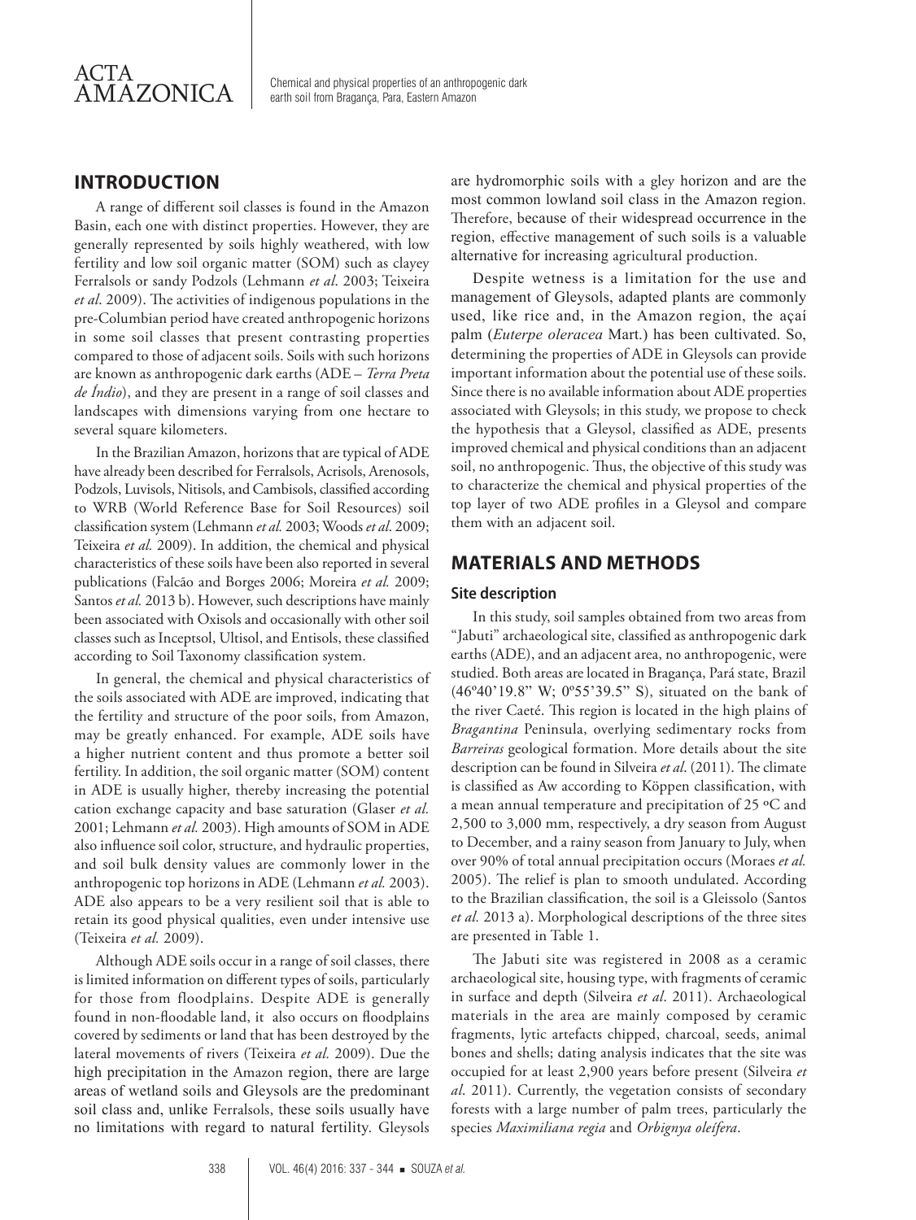## INTRODUCTION

A range of different soil classes is found in the Amazon Basin, each one with distinct properties. However, they are generally represented by soils highly weathered, with low fertility and low soil organic matter (SOM) such as clayey Ferralsols or sandy Podzols (Lehmann *et al*. 2003; Teixeira *et al*. 2009). The activities of indigenous populations in the pre-Columbian period have created anthropogenic horizons in some soil classes that present contrasting properties compared to those of adjacent soils. Soils with such horizons are known as anthropogenic dark earths (ADE – *Terra Preta de Índio*), and they are present in a range of soil classes and landscapes with dimensions varying from one hectare to several square kilometers.

In the Brazilian Amazon, horizons that are typical of ADE have already been described for Ferralsols, Acrisols, Arenosols, Podzols, Luvisols, Nitisols, and Cambisols, classified according to WRB (World Reference Base for Soil Resources) soil classification system (Lehmann *et al.* 2003; Woods *et al*. 2009; Teixeira *et al.* 2009). In addition, the chemical and physical characteristics of these soils have been also reported in several publications (Falcão and Borges 2006; Moreira *et al.* 2009; Santos *et al.* 2013 b). However, such descriptions have mainly been associated with Oxisols and occasionally with other soil classes such as Inceptsol, Ultisol, and Entisols, these classified according to Soil Taxonomy classification system.

In general, the chemical and physical characteristics of the soils associated with ADE are improved, indicating that the fertility and structure of the poor soils, from Amazon, may be greatly enhanced. For example, ADE soils have a higher nutrient content and thus promote a better soil fertility. In addition, the soil organic matter (SOM) content in ADE is usually higher, thereby increasing the potential cation exchange capacity and base saturation (Glaser *et al.* 2001; Lehmann *et al.* 2003). High amounts of SOM in ADE also influence soil color, structure, and hydraulic properties, and soil bulk density values are commonly lower in the anthropogenic top horizons in ADE (Lehmann *et al.* 2003). ADE also appears to be a very resilient soil that is able to retain its good physical qualities, even under intensive use (Teixeira *et al.* 2009).

Although ADE soils occur in a range of soil classes, there is limited information on different types of soils, particularly for those from floodplains. Despite ADE is generally found in non-floodable land, it also occurs on floodplains covered by sediments or land that has been destroyed by the lateral movements of rivers (Teixeira *et al.* 2009). Due the high precipitation in the Amazon region, there are large areas of wetland soils and Gleysols are the predominant soil class and, unlike Ferralsols, these soils usually have no limitations with regard to natural fertility. Gleysols are hydromorphic soils with a gley horizon and are the most common lowland soil class in the Amazon region. Therefore, because of their widespread occurrence in the region, effective management of such soils is a valuable alternative for increasing agricultural production.

Despite wetness is a limitation for the use and management of Gleysols, adapted plants are commonly used, like rice and, in the Amazon region, the açaí palm (*Euterpe oleracea* Mart.) has been cultivated. So, determining the properties of ADE in Gleysols can provide important information about the potential use of these soils. Since there is no available information about ADE properties associated with Gleysols; in this study, we propose to check the hypothesis that a Gleysol, classified as ADE, presents improved chemical and physical conditions than an adjacent soil, no anthropogenic. Thus, the objective of this study was to characterize the chemical and physical properties of the top layer of two ADE profiles in a Gleysol and compare them with an adjacent soil.

## MATERIALS AND METHODS

### Site description

In this study, soil samples obtained from two areas from "Jabuti" archaeological site, classified as anthropogenic dark earths (ADE), and an adjacent area, no anthropogenic, were studied. Both areas are located in Bragança, Pará state, Brazil (46º40'19.8" W; 0º55'39.5" S), situated on the bank of the river Caeté. This region is located in the high plains of *Bragantina* Peninsula, overlying sedimentary rocks from *Barreiras* geological formation. More details about the site description can be found in Silveira *et al*. (2011). The climate is classified as Aw according to Köppen classification, with a mean annual temperature and precipitation of 25 ºC and 2,500 to 3,000 mm, respectively, a dry season from August to December, and a rainy season from January to July, when over 90% of total annual precipitation occurs (Moraes *et al.* 2005). The relief is plan to smooth undulated. According to the Brazilian classification, the soil is a Gleissolo (Santos *et al.* 2013 a). Morphological descriptions of the three sites are presented in Table 1.

The Jabuti site was registered in 2008 as a ceramic archaeological site, housing type, with fragments of ceramic in surface and depth (Silveira *et al*. 2011). Archaeological materials in the area are mainly composed by ceramic fragments, lytic artefacts chipped, charcoal, seeds, animal bones and shells; dating analysis indicates that the site was occupied for at least 2,900 years before present (Silveira *et al*. 2011). Currently, the vegetation consists of secondary forests with a large number of palm trees, particularly the species *Maximiliana regia* and *Orbignya oleífera*.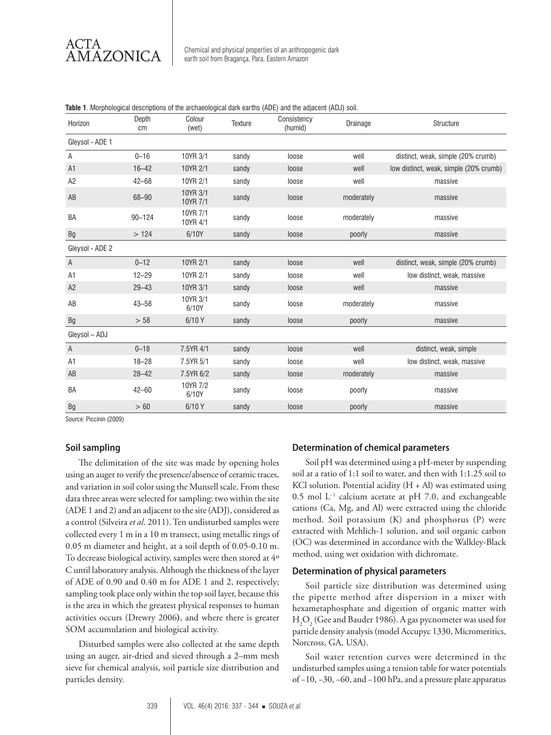**Table 1**. Morphological descriptions of the archaeological dark earths (ADE) and the adjacent (ADJ) soil.

| Horizon | Depth cm | Colour (wet) | Texture | Consistency (humid) | Drainage | Structure |
|---|---|---|---|---|---|---|
| Gleysol - ADE 1 | | | | | | |
| A | 0–16 | 10YR 3/1 | sandy | loose | well | distinct, weak, simple (20% crumb) |
| A1 | 16–42 | 10YR 2/1 | sandy | loose | well | low distinct, weak, simple (20% crumb) |
| A2 | 42–68 | 10YR 2/1 | sandy | loose | well | massive |
| AB | 68–90 | 10YR 3/1 10YR 7/1 | sandy | loose | moderately | massive |
| BA | 90–124 | 10YR 7/1 10YR 4/1 | sandy | loose | moderately | massive |
| Bg | > 124 | 6/10Y | sandy | loose | poorly | massive |
| Gleysol - ADE 2 | | | | | | |
| A | 0–12 | 10YR 2/1 | sandy | loose | well | distinct, weak, simple (20% crumb) |
| A1 | 12–29 | 10YR 2/1 | sandy | loose | well | low distinct, weak, massive |
| A2 | 29–43 | 10YR 3/1 | sandy | loose | well | massive |
| AB | 43–58 | 10YR 3/1 6/10Y | sandy | loose | moderately | massive |
| Bg | > 58 | 6/10 Y | sandy | loose | poorly | massive |
| Gleysol – ADJ | | | | | | |
| A | 0–18 | 7.5YR 4/1 | sandy | loose | well | distinct, weak, simple |
| A1 | 18–28 | 7.5YR 5/1 | sandy | loose | well | low distinct, weak, massive |
| AB | 28–42 | 7.5YR 6/2 | sandy | loose | moderately | massive |
| BA | 42–60 | 10YR 7/2 6/10Y | sandy | loose | poorly | massive |
| Bg | > 60 | 6/10 Y | sandy | loose | poorly | massive |

Source: Piccinin (2009)

### Soil sampling

The delimitation of the site was made by opening holes using an auger to verify the presence/absence of ceramic traces, and variation in soil color using the Munsell scale. From these data three areas were selected for sampling: two within the site (ADE 1 and 2) and an adjacent to the site (ADJ), considered as a control (Silveira *et al*. 2011). Ten undisturbed samples were collected every 1 m in a 10 m transect, using metallic rings of 0.05 m diameter and height, at a soil depth of 0.05-0.10 m. To decrease biological activity, samples were then stored at 4º C until laboratory analysis. Although the thickness of the layer of ADE of 0.90 and 0.40 m for ADE 1 and 2, respectively; sampling took place only within the top soil layer, because this is the area in which the greatest physical responses to human activities occurs (Drewry 2006), and where there is greater SOM accumulation and biological activity.

Disturbed samples were also collected at the same depth using an auger, air-dried and sieved through a 2–mm mesh sieve for chemical analysis, soil particle size distribution and particles density.

### Determination of chemical parameters

Soil pH was determined using a pH-meter by suspending soil at a ratio of 1:1 soil to water, and then with 1:1.25 soil to KCl solution. Potential acidity (H + Al) was estimated using 0.5 mol $L^{-1}$ calcium acetate at pH 7.0, and exchangeable cations (Ca, Mg, and Al) were extracted using the chloride method. Soil potassium (K) and phosphorus (P) were extracted with Mehlich-1 solution, and soil organic carbon (OC) was determined in accordance with the Walkley-Black method, using wet oxidation with dichromate.

### Determination of physical parameters

Soil particle size distribution was determined using the pipette method after dispersion in a mixer with hexametaphosphate and digestion of organic matter with $H_2O_2$ (Gee and Bauder 1986). A gas pycnometer was used for particle density analysis (model Accupyc 1330, Micromeritics, Norcross, GA, USA).

Soil water retention curves were determined in the undisturbed samples using a tension table for water potentials of −10, −30, −60, and −100 hPa, and a pressure plate apparatus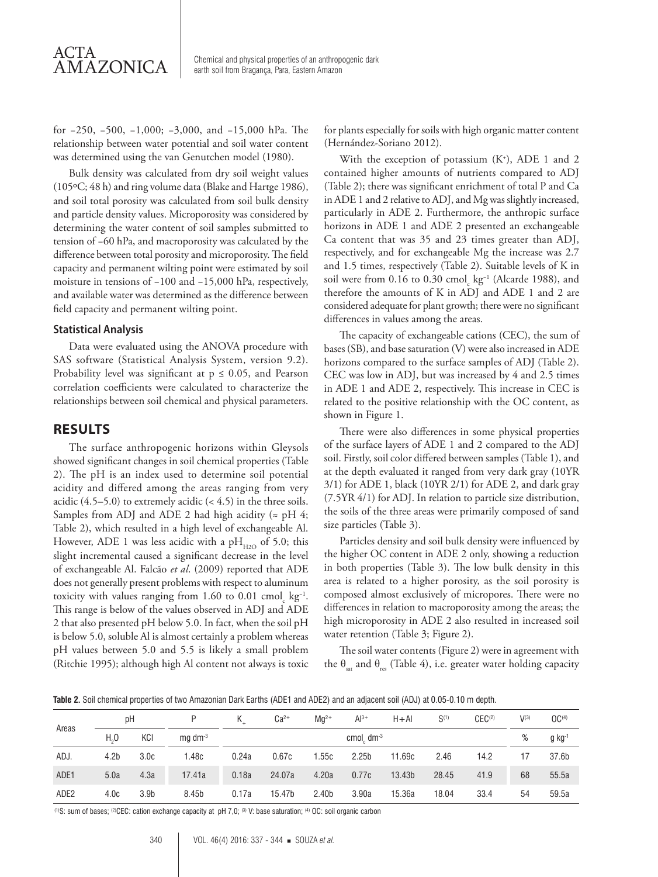for −250, −500, −1,000; −3,000, and −15,000 hPa. The relationship between water potential and soil water content was determined using the van Genutchen model (1980).

Bulk density was calculated from dry soil weight values (105ºC; 48 h) and ring volume data (Blake and Hartge 1986), and soil total porosity was calculated from soil bulk density and particle density values. Microporosity was considered by determining the water content of soil samples submitted to tension of −60 hPa, and macroporosity was calculated by the difference between total porosity and microporosity. The field capacity and permanent wilting point were estimated by soil moisture in tensions of −100 and −15,000 hPa, respectively, and available water was determined as the difference between field capacity and permanent wilting point.

### Statistical Analysis

Data were evaluated using the ANOVA procedure with SAS software (Statistical Analysis System, version 9.2). Probability level was significant at $p \leq 0.05$, and Pearson correlation coefficients were calculated to characterize the relationships between soil chemical and physical parameters.

## RESULTS

The surface anthropogenic horizons within Gleysols showed significant changes in soil chemical properties (Table 2). The pH is an index used to determine soil potential acidity and differed among the areas ranging from very acidic (4.5–5.0) to extremely acidic (< 4.5) in the three soils. Samples from ADJ and ADE 2 had high acidity (≈ pH 4; Table 2), which resulted in a high level of exchangeable Al. However, ADE 1 was less acidic with a $pH_{H2O}$ of 5.0; this slight incremental caused a significant decrease in the level of exchangeable Al. Falcão *et al.* (2009) reported that ADE does not generally present problems with respect to aluminum toxicity with values ranging from 1.60 to 0.01 $cmol_c\ kg^{-1}$. This range is below of the values observed in ADJ and ADE 2 that also presented pH below 5.0. In fact, when the soil pH is below 5.0, soluble Al is almost certainly a problem whereas pH values between 5.0 and 5.5 is likely a small problem (Ritchie 1995); although high Al content not always is toxic for plants especially for soils with high organic matter content (Hernández-Soriano 2012).

With the exception of potassium ($K^+$), ADE 1 and 2 contained higher amounts of nutrients compared to ADJ (Table 2); there was significant enrichment of total P and Ca in ADE 1 and 2 relative to ADJ, and Mg was slightly increased, particularly in ADE 2. Furthermore, the anthropic surface horizons in ADE 1 and ADE 2 presented an exchangeable Ca content that was 35 and 23 times greater than ADJ, respectively, and for exchangeable Mg the increase was 2.7 and 1.5 times, respectively (Table 2). Suitable levels of K in soil were from 0.16 to 0.30 $cmol_c\ kg^{-1}$ (Alcarde 1988), and therefore the amounts of K in ADJ and ADE 1 and 2 are considered adequate for plant growth; there were no significant differences in values among the areas.

The capacity of exchangeable cations (CEC), the sum of bases (SB), and base saturation (V) were also increased in ADE horizons compared to the surface samples of ADJ (Table 2). CEC was low in ADJ, but was increased by 4 and 2.5 times in ADE 1 and ADE 2, respectively. This increase in CEC is related to the positive relationship with the OC content, as shown in Figure 1.

There were also differences in some physical properties of the surface layers of ADE 1 and 2 compared to the ADJ soil. Firstly, soil color differed between samples (Table 1), and at the depth evaluated it ranged from very dark gray (10YR 3/1) for ADE 1, black (10YR 2/1) for ADE 2, and dark gray (7.5YR 4/1) for ADJ. In relation to particle size distribution, the soils of the three areas were primarily composed of sand size particles (Table 3).

Particles density and soil bulk density were influenced by the higher OC content in ADE 2 only, showing a reduction in both properties (Table 3). The low bulk density in this area is related to a higher porosity, as the soil porosity is composed almost exclusively of micropores. There were no differences in relation to macroporosity among the areas; the high microporosity in ADE 2 also resulted in increased soil water retention (Table 3; Figure 2).

The soil water contents (Figure 2) were in agreement with the $\theta_{sat}$ and $\theta_{res}$ (Table 4), i.e. greater water holding capacity

**Table 2.** Soil chemical properties of two Amazonian Dark Earths (ADE1 and ADE2) and an adjacent soil (ADJ) at 0.05-0.10 m depth.

| Areas | pH | | P | $K_+$ | $Ca^{2+}$ | $Mg^{2+}$ | $Al^{3+}$ | H+Al | S[1] | CEC[2] | V[3] | OC[4] |
|---|---|---|---|---|---|---|---|---|---|---|---|---|
| | $H_2O$ | KCl | mg dm⁻³ | $cmol_c\ dm^{-3}$ | | | | | | | % | g kg⁻¹ |
| ADJ. | 4.2b | 3.0c | 1.48c | 0.24a | 0.67c | 1.55c | 2.25b | 11.69c | 2.46 | 14.2 | 17 | 37.6b |
| ADE1 | 5.0a | 4.3a | 17.41a | 0.18a | 24.07a | 4.20a | 0.77c | 13.43b | 28.45 | 41.9 | 68 | 55.5a |
| ADE2 | 4.0c | 3.9b | 8.45b | 0.17a | 15.47b | 2.40b | 3.90a | 15.36a | 18.04 | 33.4 | 54 | 59.5a |

[1]S: sum of bases; [2]CEC: cation exchange capacity at pH 7,0; [3] V: base saturation; [4] OC: soil organic carbon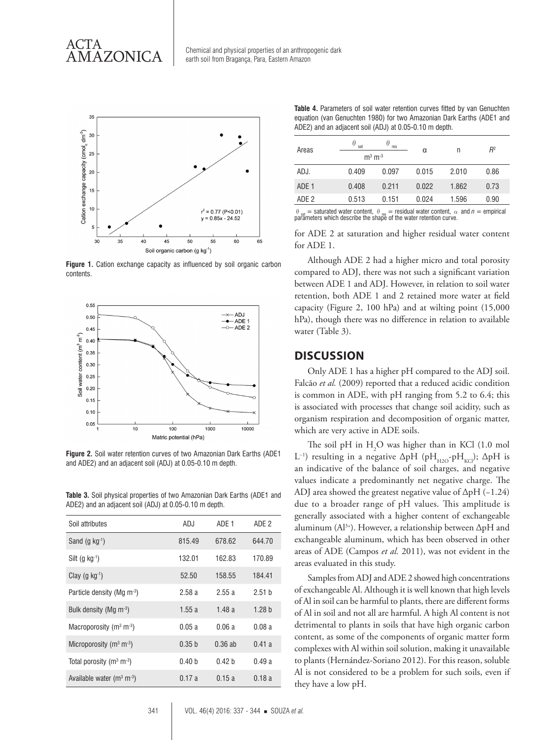Figure 1. Cation exchange capacity as influenced by soil organic carbon contents.

Figure 2. Soil water retention curves of two Amazonian Dark Earths (ADE1 and ADE2) and an adjacent soil (ADJ) at 0.05-0.10 m depth.

**Table 3.** Soil physical properties of two Amazonian Dark Earths (ADE1 and ADE2) and an adjacent soil (ADJ) at 0.05-0.10 m depth.

| Soil attributes | ADJ | ADE 1 | ADE 2 |
|---|---|---|---|
| Sand (g kg$^{-1}$) | 815.49 | 678.62 | 644.70 |
| Silt (g kg$^{-1}$) | 132.01 | 162.83 | 170.89 |
| Clay (g kg$^{-1}$) | 52.50 | 158.55 | 184.41 |
| Particle density (Mg m$^{-3}$) | 2.58 a | 2.55 a | 2.51 b |
| Bulk density (Mg m$^{-3}$) | 1.55 a | 1.48 a | 1.28 b |
| Macroporosity (m$^3$ m$^{-3}$) | 0.05 a | 0.06 a | 0.08 a |
| Microporosity (m$^3$ m$^{-3}$) | 0.35 b | 0.36 ab | 0.41 a |
| Total porosity (m$^3$ m$^{-3}$) | 0.40 b | 0.42 b | 0.49 a |
| Available water (m$^3$ m$^{-3}$) | 0.17 a | 0.15 a | 0.18 a |

**Table 4.** Parameters of soil water retention curves fitted by van Genuchten equation (van Genuchten 1980) for two Amazonian Dark Earths (ADE1 and ADE2) and an adjacent soil (ADJ) at 0.05-0.10 m depth.

| Areas | $\theta_{sat}$ | $\theta_{res}$ | α | n | $R^2$ |
|---|---|---|---|---|---|
| | m$^3$ m$^{-3}$ | | | | |
| ADJ. | 0.409 | 0.097 | 0.015 | 2.010 | 0.86 |
| ADE 1 | 0.408 | 0.211 | 0.022 | 1.862 | 0.73 |
| ADE 2 | 0.513 | 0.151 | 0.024 | 1.596 | 0.90 |

$\theta_{sat}$ = saturated water content, $\theta_{res}$ = residual water content, $\alpha$ and $n$ = empirical parameters which describe the shape of the water retention curve.

for ADE 2 at saturation and higher residual water content for ADE 1.

Although ADE 2 had a higher micro and total porosity compared to ADJ, there was not such a significant variation between ADE 1 and ADJ. However, in relation to soil water retention, both ADE 1 and 2 retained more water at field capacity (Figure 2, 100 hPa) and at wilting point (15,000 hPa), though there was no difference in relation to available water (Table 3).

## DISCUSSION

Only ADE 1 has a higher pH compared to the ADJ soil. Falcão *et al.* (2009) reported that a reduced acidic condition is common in ADE, with pH ranging from 5.2 to 6.4; this is associated with processes that change soil acidity, such as organism respiration and decomposition of organic matter, which are very active in ADE soils.

The soil pH in $H_2O$ was higher than in KCl (1.0 mol L$^{-1}$) resulting in a negative ΔpH ($pH_{H2O}$-$pH_{KCl}$); ΔpH is an indicative of the balance of soil charges, and negative values indicate a predominantly net negative charge. The ADJ area showed the greatest negative value of ΔpH (–1.24) due to a broader range of pH values. This amplitude is generally associated with a higher content of exchangeable aluminum ($Al^{3+}$). However, a relationship between ΔpH and exchangeable aluminum, which has been observed in other areas of ADE (Campos *et al.* 2011), was not evident in the areas evaluated in this study.

Samples from ADJ and ADE 2 showed high concentrations of exchangeable Al. Although it is well known that high levels of Al in soil can be harmful to plants, there are different forms of Al in soil and not all are harmful. A high Al content is not detrimental to plants in soils that have high organic carbon content, as some of the components of organic matter form complexes with Al within soil solution, making it unavailable to plants (Hernández-Soriano 2012). For this reason, soluble Al is not considered to be a problem for such soils, even if they have a low pH.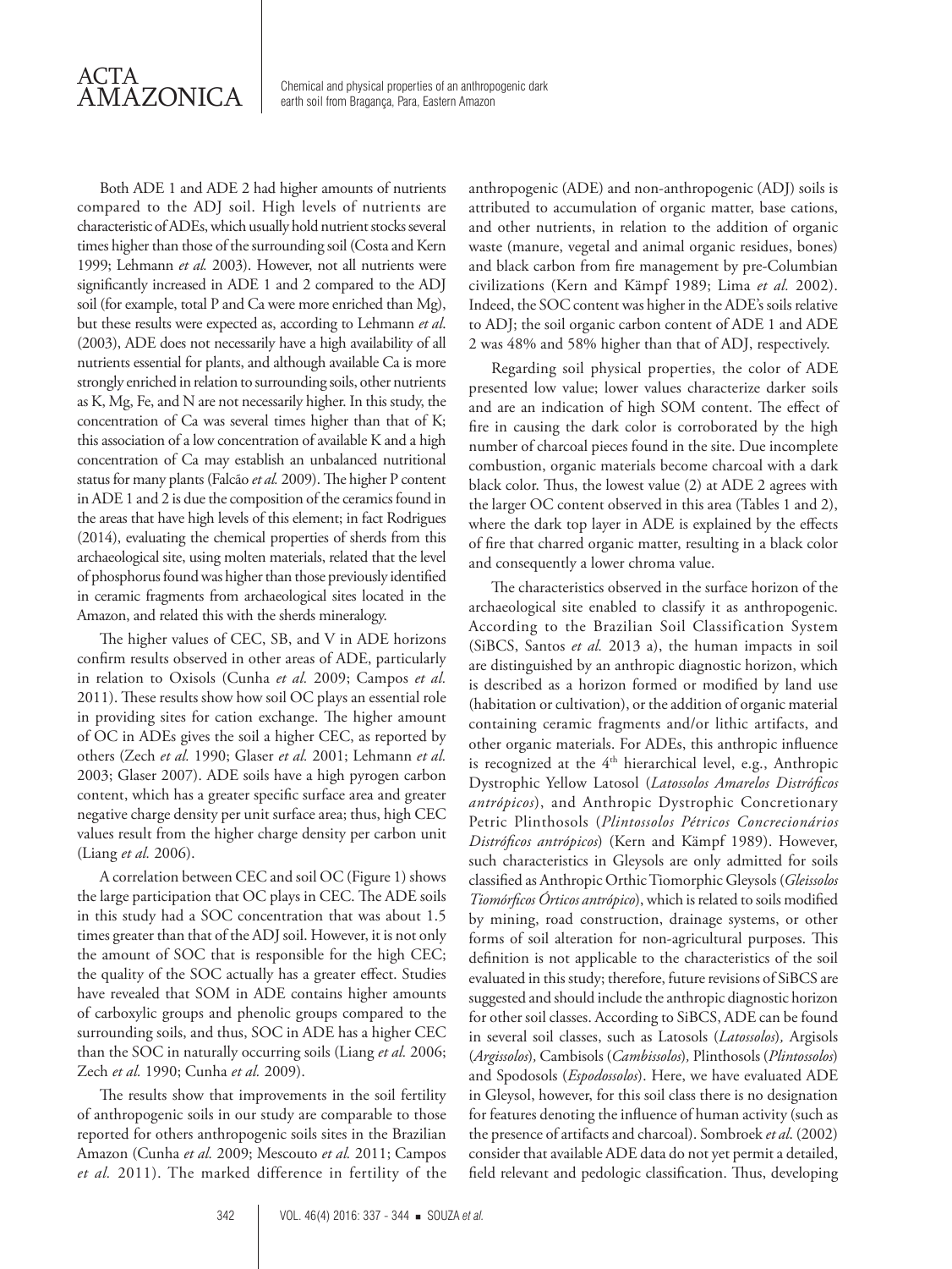Both ADE 1 and ADE 2 had higher amounts of nutrients compared to the ADJ soil. High levels of nutrients are characteristic of ADEs, which usually hold nutrient stocks several times higher than those of the surrounding soil (Costa and Kern 1999; Lehmann *et al.* 2003). However, not all nutrients were significantly increased in ADE 1 and 2 compared to the ADJ soil (for example, total P and Ca were more enriched than Mg), but these results were expected as, according to Lehmann *et al.* (2003), ADE does not necessarily have a high availability of all nutrients essential for plants, and although available Ca is more strongly enriched in relation to surrounding soils, other nutrients as K, Mg, Fe, and N are not necessarily higher. In this study, the concentration of Ca was several times higher than that of K; this association of a low concentration of available K and a high concentration of Ca may establish an unbalanced nutritional status for many plants (Falcão *et al.* 2009). The higher P content in ADE 1 and 2 is due the composition of the ceramics found in the areas that have high levels of this element; in fact Rodrigues (2014), evaluating the chemical properties of sherds from this archaeological site, using molten materials, related that the level of phosphorus found was higher than those previously identified in ceramic fragments from archaeological sites located in the Amazon, and related this with the sherds mineralogy.

The higher values of CEC, SB, and V in ADE horizons confirm results observed in other areas of ADE, particularly in relation to Oxisols (Cunha *et al.* 2009; Campos *et al.* 2011). These results show how soil OC plays an essential role in providing sites for cation exchange. The higher amount of OC in ADEs gives the soil a higher CEC, as reported by others (Zech *et al.* 1990; Glaser *et al.* 2001; Lehmann *et al.* 2003; Glaser 2007). ADE soils have a high pyrogen carbon content, which has a greater specific surface area and greater negative charge density per unit surface area; thus, high CEC values result from the higher charge density per carbon unit (Liang *et al.* 2006).

A correlation between CEC and soil OC (Figure 1) shows the large participation that OC plays in CEC. The ADE soils in this study had a SOC concentration that was about 1.5 times greater than that of the ADJ soil. However, it is not only the amount of SOC that is responsible for the high CEC; the quality of the SOC actually has a greater effect. Studies have revealed that SOM in ADE contains higher amounts of carboxylic groups and phenolic groups compared to the surrounding soils, and thus, SOC in ADE has a higher CEC than the SOC in naturally occurring soils (Liang *et al.* 2006; Zech *et al.* 1990; Cunha *et al.* 2009).

The results show that improvements in the soil fertility of anthropogenic soils in our study are comparable to those reported for others anthropogenic soils sites in the Brazilian Amazon (Cunha *et al.* 2009; Mescouto *et al.* 2011; Campos *et al.* 2011). The marked difference in fertility of the anthropogenic (ADE) and non-anthropogenic (ADJ) soils is attributed to accumulation of organic matter, base cations, and other nutrients, in relation to the addition of organic waste (manure, vegetal and animal organic residues, bones) and black carbon from fire management by pre-Columbian civilizations (Kern and Kämpf 1989; Lima *et al.* 2002). Indeed, the SOC content was higher in the ADE's soils relative to ADJ; the soil organic carbon content of ADE 1 and ADE 2 was 48% and 58% higher than that of ADJ, respectively.

Regarding soil physical properties, the color of ADE presented low value; lower values characterize darker soils and are an indication of high SOM content. The effect of fire in causing the dark color is corroborated by the high number of charcoal pieces found in the site. Due incomplete combustion, organic materials become charcoal with a dark black color. Thus, the lowest value (2) at ADE 2 agrees with the larger OC content observed in this area (Tables 1 and 2), where the dark top layer in ADE is explained by the effects of fire that charred organic matter, resulting in a black color and consequently a lower chroma value.

The characteristics observed in the surface horizon of the archaeological site enabled to classify it as anthropogenic. According to the Brazilian Soil Classification System (SiBCS, Santos *et al.* 2013 a), the human impacts in soil are distinguished by an anthropic diagnostic horizon, which is described as a horizon formed or modified by land use (habitation or cultivation), or the addition of organic material containing ceramic fragments and/or lithic artifacts, and other organic materials. For ADEs, this anthropic influence is recognized at the 4th hierarchical level, e.g., Anthropic Dystrophic Yellow Latosol (*Latossolos Amarelos Distróficos antrópicos*), and Anthropic Dystrophic Concretionary Petric Plinthosols (*Plintossolos Pétricos Concrecionários Distróficos antrópicos*) (Kern and Kämpf 1989). However, such characteristics in Gleysols are only admitted for soils classified as Anthropic Orthic Tiomorphic Gleysols (*Gleissolos Tiomórficos Órticos antrópico*), which is related to soils modified by mining, road construction, drainage systems, or other forms of soil alteration for non-agricultural purposes. This definition is not applicable to the characteristics of the soil evaluated in this study; therefore, future revisions of SiBCS are suggested and should include the anthropic diagnostic horizon for other soil classes. According to SiBCS, ADE can be found in several soil classes, such as Latosols (*Latossolos*), Argisols (*Argissolos*), Cambisols (*Cambissolos*), Plinthosols (*Plintossolos*) and Spodosols (*Espodossolos*). Here, we have evaluated ADE in Gleysol, however, for this soil class there is no designation for features denoting the influence of human activity (such as the presence of artifacts and charcoal). Sombroek *et al.* (2002) consider that available ADE data do not yet permit a detailed, field relevant and pedologic classification. Thus, developing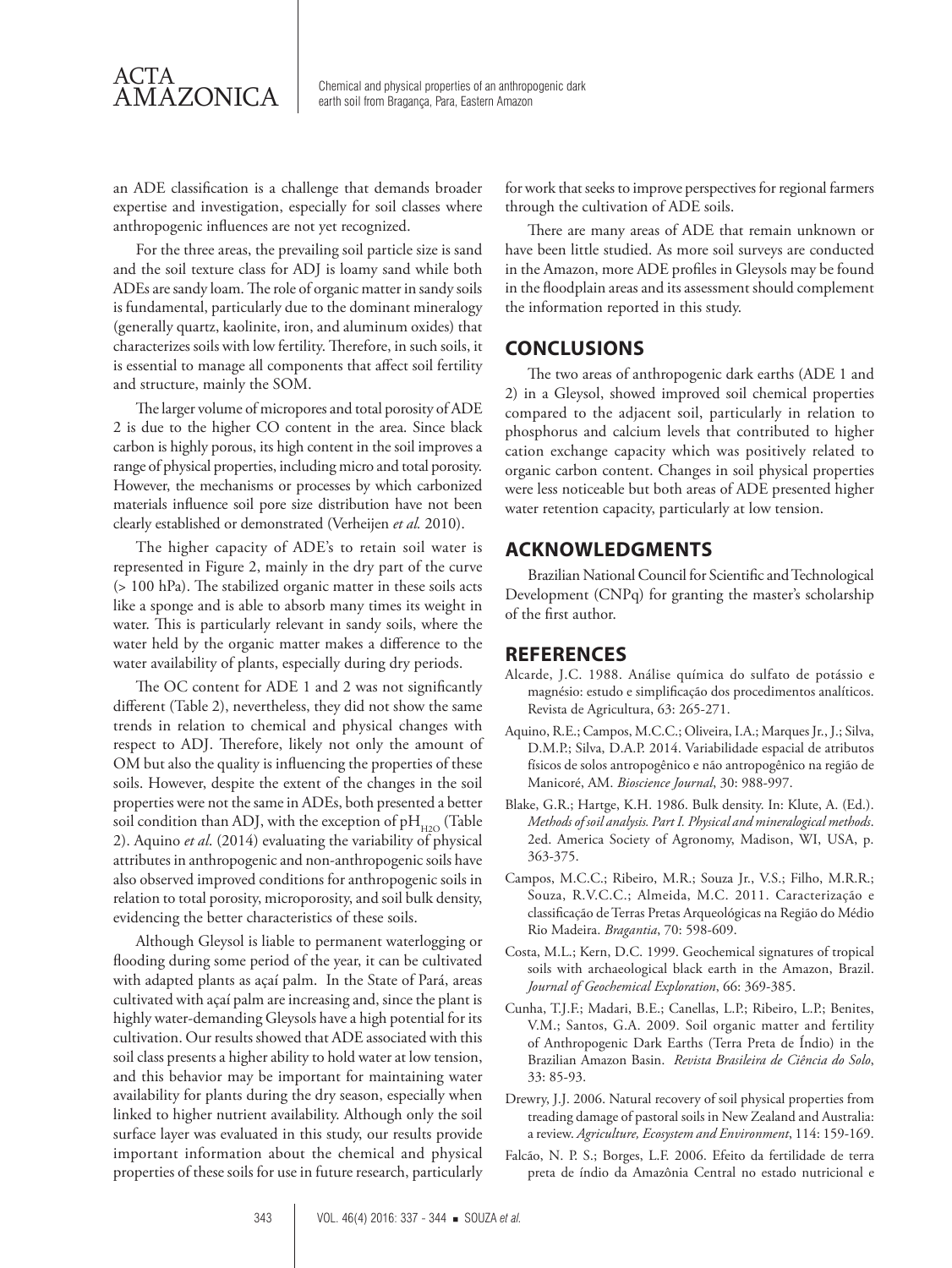an ADE classification is a challenge that demands broader expertise and investigation, especially for soil classes where anthropogenic influences are not yet recognized.

For the three areas, the prevailing soil particle size is sand and the soil texture class for ADJ is loamy sand while both ADEs are sandy loam. The role of organic matter in sandy soils is fundamental, particularly due to the dominant mineralogy (generally quartz, kaolinite, iron, and aluminum oxides) that characterizes soils with low fertility. Therefore, in such soils, it is essential to manage all components that affect soil fertility and structure, mainly the SOM.

The larger volume of micropores and total porosity of ADE 2 is due to the higher CO content in the area. Since black carbon is highly porous, its high content in the soil improves a range of physical properties, including micro and total porosity. However, the mechanisms or processes by which carbonized materials influence soil pore size distribution have not been clearly established or demonstrated (Verheijen *et al.* 2010).

The higher capacity of ADE's to retain soil water is represented in Figure 2, mainly in the dry part of the curve (> 100 hPa). The stabilized organic matter in these soils acts like a sponge and is able to absorb many times its weight in water. This is particularly relevant in sandy soils, where the water held by the organic matter makes a difference to the water availability of plants, especially during dry periods.

The OC content for ADE 1 and 2 was not significantly different (Table 2), nevertheless, they did not show the same trends in relation to chemical and physical changes with respect to ADJ. Therefore, likely not only the amount of OM but also the quality is influencing the properties of these soils. However, despite the extent of the changes in the soil properties were not the same in ADEs, both presented a better soil condition than ADJ, with the exception of $pH_{H2O}$ (Table 2). Aquino *et al*. (2014) evaluating the variability of physical attributes in anthropogenic and non-anthropogenic soils have also observed improved conditions for anthropogenic soils in relation to total porosity, microporosity, and soil bulk density, evidencing the better characteristics of these soils.

Although Gleysol is liable to permanent waterlogging or flooding during some period of the year, it can be cultivated with adapted plants as açaí palm. In the State of Pará, areas cultivated with açaí palm are increasing and, since the plant is highly water-demanding Gleysols have a high potential for its cultivation. Our results showed that ADE associated with this soil class presents a higher ability to hold water at low tension, and this behavior may be important for maintaining water availability for plants during the dry season, especially when linked to higher nutrient availability. Although only the soil surface layer was evaluated in this study, our results provide important information about the chemical and physical properties of these soils for use in future research, particularly for work that seeks to improve perspectives for regional farmers through the cultivation of ADE soils.

There are many areas of ADE that remain unknown or have been little studied. As more soil surveys are conducted in the Amazon, more ADE profiles in Gleysols may be found in the floodplain areas and its assessment should complement the information reported in this study.

## CONCLUSIONS

The two areas of anthropogenic dark earths (ADE 1 and 2) in a Gleysol, showed improved soil chemical properties compared to the adjacent soil, particularly in relation to phosphorus and calcium levels that contributed to higher cation exchange capacity which was positively related to organic carbon content. Changes in soil physical properties were less noticeable but both areas of ADE presented higher water retention capacity, particularly at low tension.

## ACKNOWLEDGMENTS

Brazilian National Council for Scientific and Technological Development (CNPq) for granting the master's scholarship of the first author.

## REFERENCES

Alcarde, J.C. 1988. Análise química do sulfato de potássio e magnésio: estudo e simplificação dos procedimentos analíticos. Revista de Agricultura, 63: 265-271.

Aquino, R.E.; Campos, M.C.C.; Oliveira, I.A.; Marques Jr., J.; Silva, D.M.P.; Silva, D.A.P. 2014. Variabilidade espacial de atributos físicos de solos antropogênico e não antropogênico na região de Manicoré, AM. *Bioscience Journal*, 30: 988-997.

Blake, G.R.; Hartge, K.H. 1986. Bulk density. In: Klute, A. (Ed.). *Methods of soil analysis. Part I. Physical and mineralogical methods*. 2ed. America Society of Agronomy, Madison, WI, USA, p. 363-375.

Campos, M.C.C.; Ribeiro, M.R.; Souza Jr., V.S.; Filho, M.R.R.; Souza, R.V.C.C.; Almeida, M.C. 2011. Caracterização e classificação de Terras Pretas Arqueológicas na Região do Médio Rio Madeira. *Bragantia*, 70: 598-609.

Costa, M.L.; Kern, D.C. 1999. Geochemical signatures of tropical soils with archaeological black earth in the Amazon, Brazil. *Journal of Geochemical Exploration*, 66: 369-385.

Cunha, T.J.F.; Madari, B.E.; Canellas, L.P.; Ribeiro, L.P.; Benites, V.M.; Santos, G.A. 2009. Soil organic matter and fertility of Anthropogenic Dark Earths (Terra Preta de Índio) in the Brazilian Amazon Basin. *Revista Brasileira de Ciência do Solo*, 33: 85-93.

Drewry, J.J. 2006. Natural recovery of soil physical properties from treading damage of pastoral soils in New Zealand and Australia: a review. *Agriculture, Ecosystem and Environment*, 114: 159-169.

Falcão, N. P. S.; Borges, L.F. 2006. Efeito da fertilidade de terra preta de índio da Amazônia Central no estado nutricional e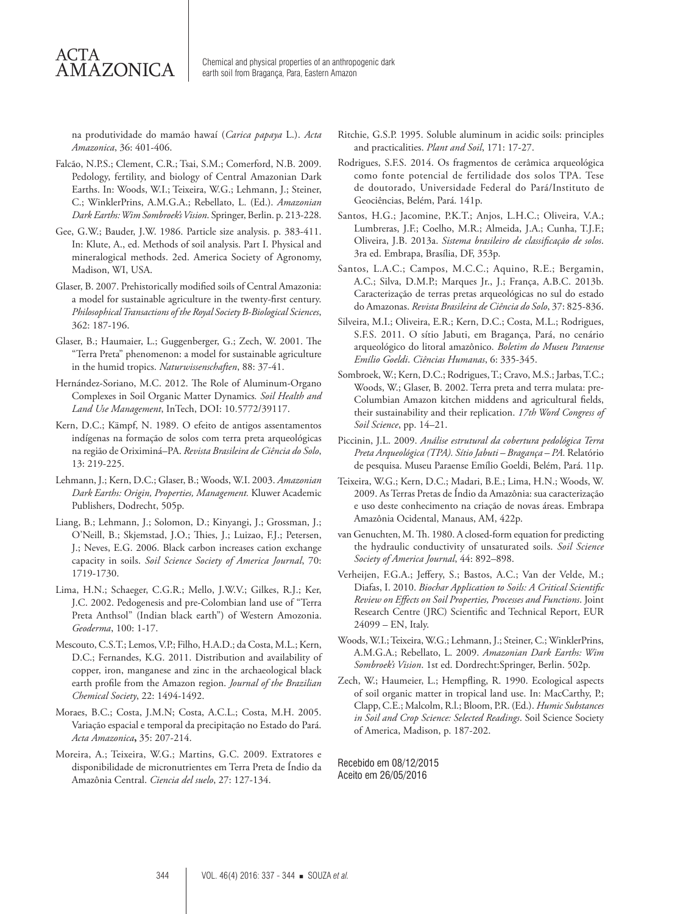na produtividade do mamão hawaí (*Carica papaya* L.). *Acta Amazonica*, 36: 401-406.

Falcão, N.P.S.; Clement, C.R.; Tsai, S.M.; Comerford, N.B. 2009. Pedology, fertility, and biology of Central Amazonian Dark Earths. In: Woods, W.I.; Teixeira, W.G.; Lehmann, J.; Steiner, C.; WinklerPrins, A.M.G.A.; Rebellato, L. (Ed.). *Amazonian Dark Earths: Wim Sombroek's Vision*. Springer, Berlin. p. 213-228.

Gee, G.W.; Bauder, J.W. 1986. Particle size analysis. p. 383-411. In: Klute, A., ed. Methods of soil analysis. Part I. Physical and mineralogical methods. 2ed. America Society of Agronomy, Madison, WI, USA.

Glaser, B. 2007. Prehistorically modified soils of Central Amazonia: a model for sustainable agriculture in the twenty-first century. *Philosophical Transactions of the Royal Society B-Biological Sciences*, 362: 187-196.

Glaser, B.; Haumaier, L.; Guggenberger, G.; Zech, W. 2001. The "Terra Preta" phenomenon: a model for sustainable agriculture in the humid tropics. *Naturwissenschaften*, 88: 37-41.

Hernández-Soriano, M.C. 2012. The Role of Aluminum-Organo Complexes in Soil Organic Matter Dynamics*. Soil Health and Land Use Management*, InTech, DOI: 10.5772/39117.

Kern, D.C.; Kämpf, N. 1989. O efeito de antigos assentamentos indígenas na formação de solos com terra preta arqueológicas na região de Oriximiná–PA. *Revista Brasileira de Ciência do Solo*, 13: 219-225.

Lehmann, J.; Kern, D.C.; Glaser, B.; Woods, W.I. 2003. *Amazonian Dark Earths: Origin, Properties, Management.* Kluwer Academic Publishers, Dodrecht, 505p.

Liang, B.; Lehmann, J.; Solomon, D.; Kinyangi, J.; Grossman, J.; O'Neill, B.; Skjemstad, J.O.; Thies, J.; Luizao, F.J.; Petersen, J.; Neves, E.G. 2006. Black carbon increases cation exchange capacity in soils. *Soil Science Society of America Journal*, 70: 1719-1730.

Lima, H.N.; Schaeger, C.G.R.; Mello, J.W.V.; Gilkes, R.J.; Ker, J.C. 2002. Pedogenesis and pre-Colombian land use of "Terra Preta Anthsol" (Indian black earth") of Western Amozonia. *Geoderma*, 100: 1-17.

Mescouto, C.S.T.; Lemos, V.P.; Filho, H.A.D.; da Costa, M.L.; Kern, D.C.; Fernandes, K.G. 2011. Distribution and availability of copper, iron, manganese and zinc in the archaeological black earth profile from the Amazon region. *Journal of the Brazilian Chemical Society*, 22: 1494-1492.

Moraes, B.C.; Costa, J.M.N; Costa, A.C.L.; Costa, M.H. 2005. Variação espacial e temporal da precipitação no Estado do Pará. *Acta Amazonica***,** 35: 207-214.

Moreira, A.; Teixeira, W.G.; Martins, G.C. 2009. Extratores e disponibilidade de micronutrientes em Terra Preta de Índio da Amazônia Central. *Ciencia del suelo*, 27: 127-134.

Ritchie, G.S.P. 1995. Soluble aluminum in acidic soils: principles and practicalities. *Plant and Soil*, 171: 17-27.

Rodrigues, S.F.S. 2014. Os fragmentos de cerâmica arqueológica como fonte potencial de fertilidade dos solos TPA. Tese de doutorado, Universidade Federal do Pará/Instituto de Geociências, Belém, Pará. 141p.

Santos, H.G.; Jacomine, P.K.T.; Anjos, L.H.C.; Oliveira, V.A.; Lumbreras, J.F.; Coelho, M.R.; Almeida, J.A.; Cunha, T.J.F.; Oliveira, J.B. 2013a. *Sistema brasileiro de classificação de solos*. 3ra ed. Embrapa, Brasília, DF, 353p.

Santos, L.A.C.; Campos, M.C.C.; Aquino, R.E.; Bergamin, A.C.; Silva, D.M.P.; Marques Jr., J.; França, A.B.C. 2013b. Caracterização de terras pretas arqueológicas no sul do estado do Amazonas. *Revista Brasileira de Ciência do Solo*, 37: 825-836.

Silveira, M.I.; Oliveira, E.R.; Kern, D.C.; Costa, M.L.; Rodrigues, S.F.S. 2011. O sítio Jabuti, em Bragança, Pará, no cenário arqueológico do litoral amazônico. *Boletim do Museu Paraense Emílio Goeldi*. *Ciências Humanas*, 6: 335-345.

Sombroek, W.; Kern, D.C.; Rodrigues, T.; Cravo, M.S.; Jarbas, T.C.; Woods, W.; Glaser, B. 2002. Terra preta and terra mulata: pre-Columbian Amazon kitchen middens and agricultural fields, their sustainability and their replication. *17th Word Congress of Soil Science*, pp. 14–21.

Piccinin, J.L. 2009. *Análise estrutural da cobertura pedológica Terra Preta Arqueológica (TPA). Sítio Jabuti – Bragança – PA*. Relatório de pesquisa. Museu Paraense Emílio Goeldi, Belém, Pará. 11p.

Teixeira, W.G.; Kern, D.C.; Madari, B.E.; Lima, H.N.; Woods, W. 2009. As Terras Pretas de Índio da Amazônia: sua caracterização e uso deste conhecimento na criação de novas áreas. Embrapa Amazônia Ocidental, Manaus, AM, 422p.

van Genuchten, M. Th. 1980. A closed-form equation for predicting the hydraulic conductivity of unsaturated soils. *Soil Science Society of America Journal*, 44: 892–898.

Verheijen, F.G.A.; Jeffery, S.; Bastos, A.C.; Van der Velde, M.; Diafas, I. 2010. *Biochar Application to Soils: A Critical Scientific Review on Effects on Soil Properties, Processes and Functions*. Joint Research Centre (JRC) Scientific and Technical Report, EUR 24099 – EN, Italy.

Woods, W.I.; Teixeira, W.G.; Lehmann, J.; Steiner, C.; WinklerPrins, A.M.G.A.; Rebellato, L. 2009. *Amazonian Dark Earths: Wim Sombroek's Vision*. 1st ed. Dordrecht:Springer, Berlin. 502p.

Zech, W.; Haumeier, L.; Hempfling, R. 1990. Ecological aspects of soil organic matter in tropical land use. In: MacCarthy, P.; Clapp, C.E.; Malcolm, R.l.; Bloom, P.R. (Ed.). *Humic Substances in Soil and Crop Science: Selected Readings*. Soil Science Society of America, Madison, p. 187-202.

Recebido em 08/12/2015
Aceito em 26/05/2016